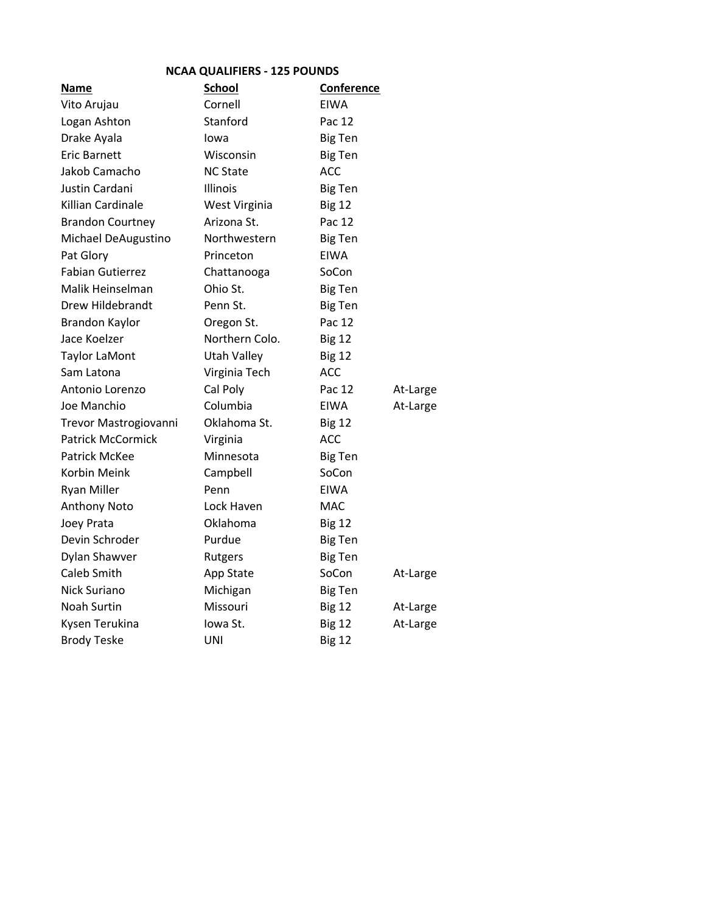# NCAA QUALIFIERS - 125 POUNDS

| Name | School | Conference | |
|---|---|---|---|
| Vito Arujau | Cornell | EIWA | |
| Logan Ashton | Stanford | Pac 12 | |
| Drake Ayala | Iowa | Big Ten | |
| Eric Barnett | Wisconsin | Big Ten | |
| Jakob Camacho | NC State | ACC | |
| Justin Cardani | Illinois | Big Ten | |
| Killian Cardinale | West Virginia | Big 12 | |
| Brandon Courtney | Arizona St. | Pac 12 | |
| Michael DeAugustino | Northwestern | Big Ten | |
| Pat Glory | Princeton | EIWA | |
| Fabian Gutierrez | Chattanooga | SoCon | |
| Malik Heinselman | Ohio St. | Big Ten | |
| Drew Hildebrandt | Penn St. | Big Ten | |
| Brandon Kaylor | Oregon St. | Pac 12 | |
| Jace Koelzer | Northern Colo. | Big 12 | |
| Taylor LaMont | Utah Valley | Big 12 | |
| Sam Latona | Virginia Tech | ACC | |
| Antonio Lorenzo | Cal Poly | Pac 12 | At-Large |
| Joe Manchio | Columbia | EIWA | At-Large |
| Trevor Mastrogiovanni | Oklahoma St. | Big 12 | |
| Patrick McCormick | Virginia | ACC | |
| Patrick McKee | Minnesota | Big Ten | |
| Korbin Meink | Campbell | SoCon | |
| Ryan Miller | Penn | EIWA | |
| Anthony Noto | Lock Haven | MAC | |
| Joey Prata | Oklahoma | Big 12 | |
| Devin Schroder | Purdue | Big Ten | |
| Dylan Shawver | Rutgers | Big Ten | |
| Caleb Smith | App State | SoCon | At-Large |
| Nick Suriano | Michigan | Big Ten | |
| Noah Surtin | Missouri | Big 12 | At-Large |
| Kysen Terukina | Iowa St. | Big 12 | At-Large |
| Brody Teske | UNI | Big 12 | |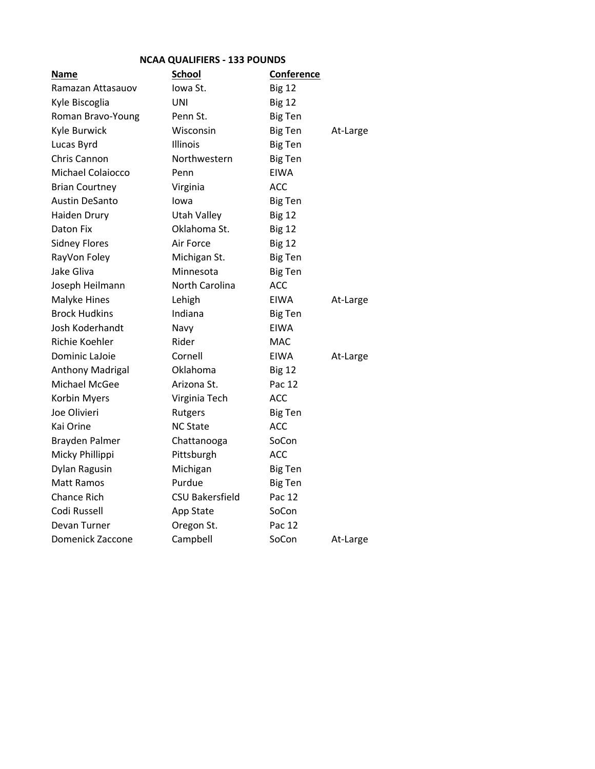## NCAA QUALIFIERS - 133 POUNDS

| Name | School | Conference | |
|---|---|---|---|
| Ramazan Attasauov | Iowa St. | Big 12 | |
| Kyle Biscoglia | UNI | Big 12 | |
| Roman Bravo-Young | Penn St. | Big Ten | |
| Kyle Burwick | Wisconsin | Big Ten | At-Large |
| Lucas Byrd | Illinois | Big Ten | |
| Chris Cannon | Northwestern | Big Ten | |
| Michael Colaiocco | Penn | EIWA | |
| Brian Courtney | Virginia | ACC | |
| Austin DeSanto | Iowa | Big Ten | |
| Haiden Drury | Utah Valley | Big 12 | |
| Daton Fix | Oklahoma St. | Big 12 | |
| Sidney Flores | Air Force | Big 12 | |
| RayVon Foley | Michigan St. | Big Ten | |
| Jake Gliva | Minnesota | Big Ten | |
| Joseph Heilmann | North Carolina | ACC | |
| Malyke Hines | Lehigh | EIWA | At-Large |
| Brock Hudkins | Indiana | Big Ten | |
| Josh Koderhandt | Navy | EIWA | |
| Richie Koehler | Rider | MAC | |
| Dominic LaJoie | Cornell | EIWA | At-Large |
| Anthony Madrigal | Oklahoma | Big 12 | |
| Michael McGee | Arizona St. | Pac 12 | |
| Korbin Myers | Virginia Tech | ACC | |
| Joe Olivieri | Rutgers | Big Ten | |
| Kai Orine | NC State | ACC | |
| Brayden Palmer | Chattanooga | SoCon | |
| Micky Phillippi | Pittsburgh | ACC | |
| Dylan Ragusin | Michigan | Big Ten | |
| Matt Ramos | Purdue | Big Ten | |
| Chance Rich | CSU Bakersfield | Pac 12 | |
| Codi Russell | App State | SoCon | |
| Devan Turner | Oregon St. | Pac 12 | |
| Domenick Zaccone | Campbell | SoCon | At-Large |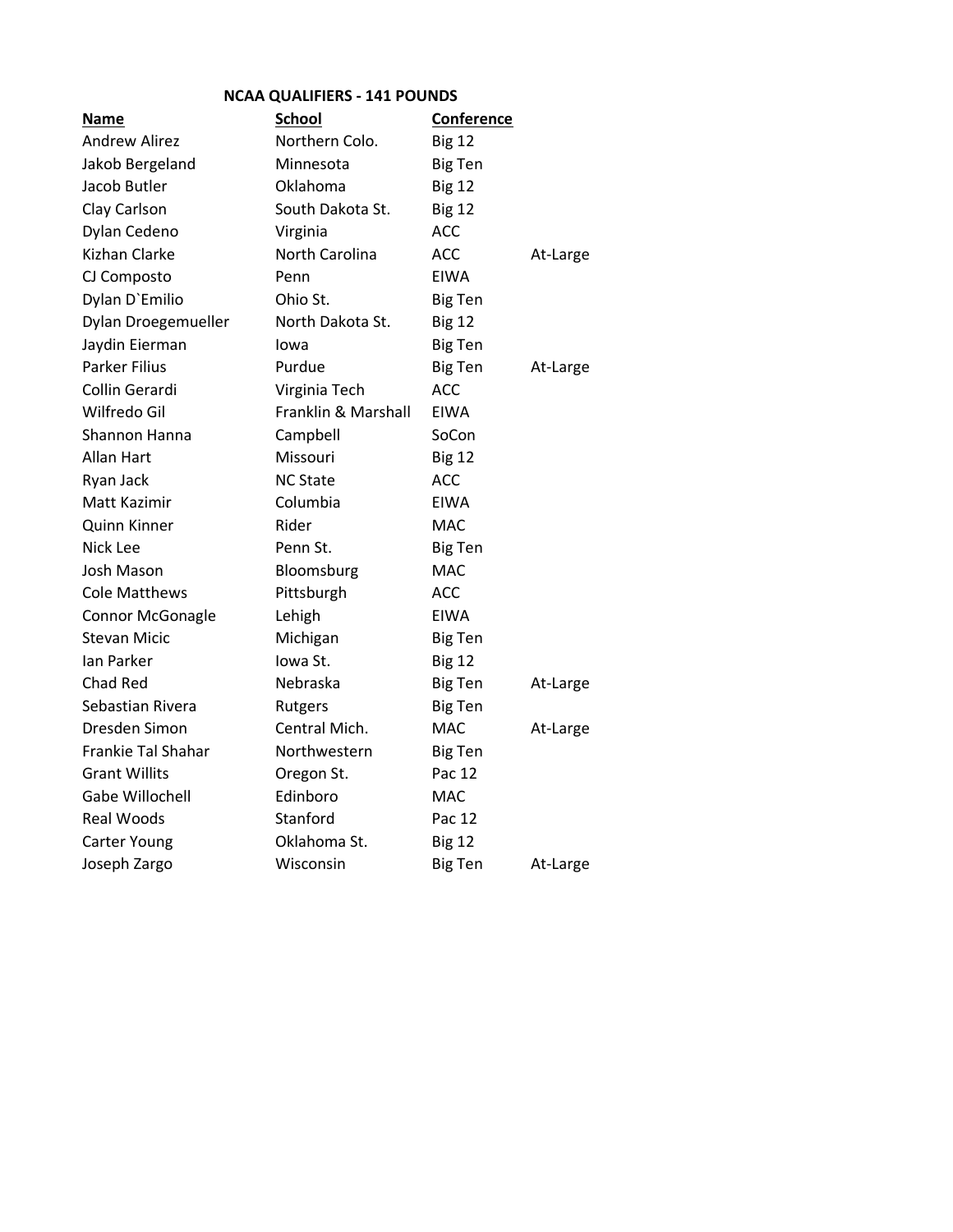## NCAA QUALIFIERS - 141 POUNDS

| Name | School | Conference | |
|---|---|---|---|
| Andrew Alirez | Northern Colo. | Big 12 | |
| Jakob Bergeland | Minnesota | Big Ten | |
| Jacob Butler | Oklahoma | Big 12 | |
| Clay Carlson | South Dakota St. | Big 12 | |
| Dylan Cedeno | Virginia | ACC | |
| Kizhan Clarke | North Carolina | ACC | At-Large |
| CJ Composto | Penn | EIWA | |
| Dylan D`Emilio | Ohio St. | Big Ten | |
| Dylan Droegemueller | North Dakota St. | Big 12 | |
| Jaydin Eierman | Iowa | Big Ten | |
| Parker Filius | Purdue | Big Ten | At-Large |
| Collin Gerardi | Virginia Tech | ACC | |
| Wilfredo Gil | Franklin & Marshall | EIWA | |
| Shannon Hanna | Campbell | SoCon | |
| Allan Hart | Missouri | Big 12 | |
| Ryan Jack | NC State | ACC | |
| Matt Kazimir | Columbia | EIWA | |
| Quinn Kinner | Rider | MAC | |
| Nick Lee | Penn St. | Big Ten | |
| Josh Mason | Bloomsburg | MAC | |
| Cole Matthews | Pittsburgh | ACC | |
| Connor McGonagle | Lehigh | EIWA | |
| Stevan Micic | Michigan | Big Ten | |
| Ian Parker | Iowa St. | Big 12 | |
| Chad Red | Nebraska | Big Ten | At-Large |
| Sebastian Rivera | Rutgers | Big Ten | |
| Dresden Simon | Central Mich. | MAC | At-Large |
| Frankie Tal Shahar | Northwestern | Big Ten | |
| Grant Willits | Oregon St. | Pac 12 | |
| Gabe Willochell | Edinboro | MAC | |
| Real Woods | Stanford | Pac 12 | |
| Carter Young | Oklahoma St. | Big 12 | |
| Joseph Zargo | Wisconsin | Big Ten | At-Large |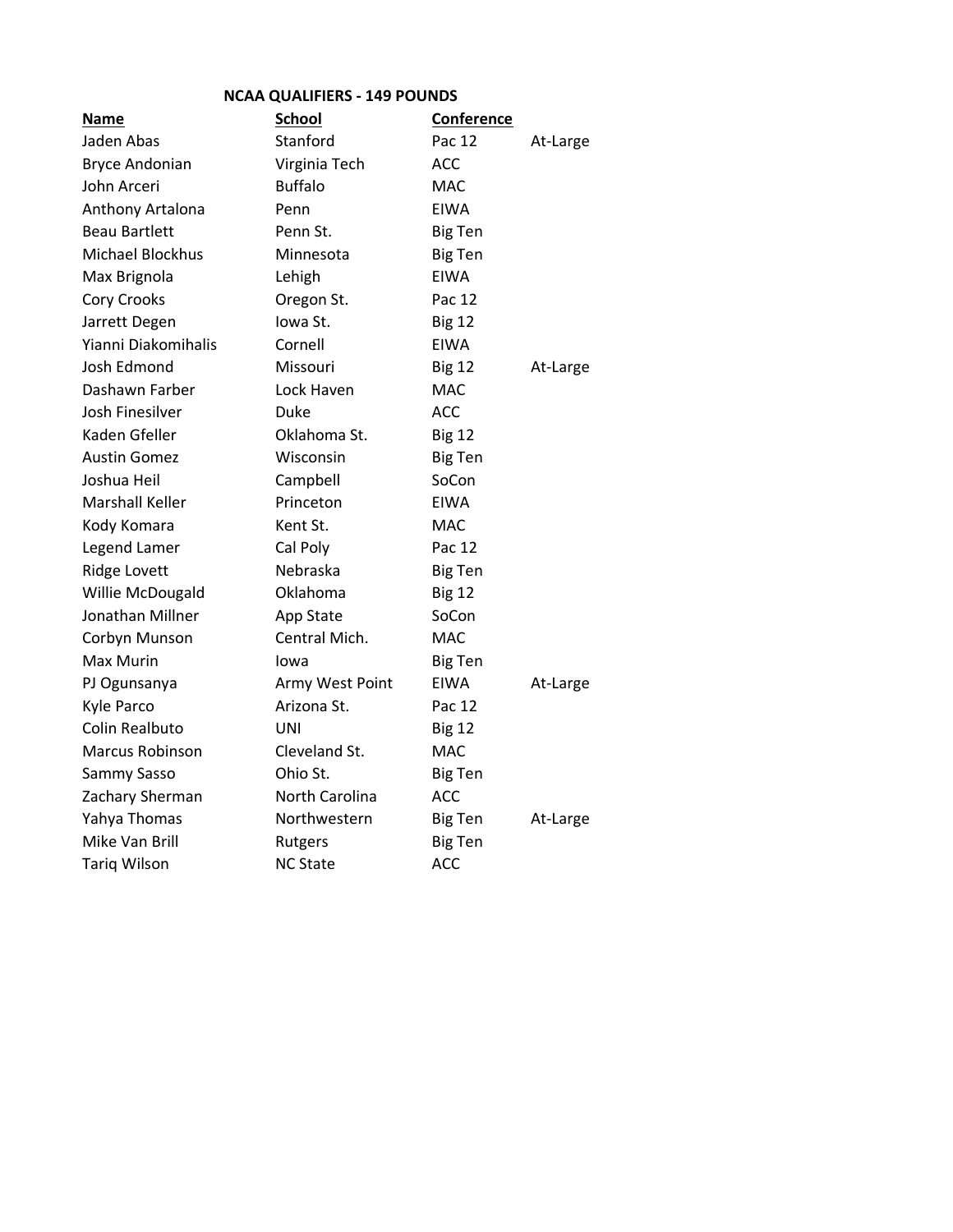## NCAA QUALIFIERS - 149 POUNDS

| Name | School | Conference | |
|---|---|---|---|
| Jaden Abas | Stanford | Pac 12 | At-Large |
| Bryce Andonian | Virginia Tech | ACC | |
| John Arceri | Buffalo | MAC | |
| Anthony Artalona | Penn | EIWA | |
| Beau Bartlett | Penn St. | Big Ten | |
| Michael Blockhus | Minnesota | Big Ten | |
| Max Brignola | Lehigh | EIWA | |
| Cory Crooks | Oregon St. | Pac 12 | |
| Jarrett Degen | Iowa St. | Big 12 | |
| Yianni Diakomihalis | Cornell | EIWA | |
| Josh Edmond | Missouri | Big 12 | At-Large |
| Dashawn Farber | Lock Haven | MAC | |
| Josh Finesilver | Duke | ACC | |
| Kaden Gfeller | Oklahoma St. | Big 12 | |
| Austin Gomez | Wisconsin | Big Ten | |
| Joshua Heil | Campbell | SoCon | |
| Marshall Keller | Princeton | EIWA | |
| Kody Komara | Kent St. | MAC | |
| Legend Lamer | Cal Poly | Pac 12 | |
| Ridge Lovett | Nebraska | Big Ten | |
| Willie McDougald | Oklahoma | Big 12 | |
| Jonathan Millner | App State | SoCon | |
| Corbyn Munson | Central Mich. | MAC | |
| Max Murin | Iowa | Big Ten | |
| PJ Ogunsanya | Army West Point | EIWA | At-Large |
| Kyle Parco | Arizona St. | Pac 12 | |
| Colin Realbuto | UNI | Big 12 | |
| Marcus Robinson | Cleveland St. | MAC | |
| Sammy Sasso | Ohio St. | Big Ten | |
| Zachary Sherman | North Carolina | ACC | |
| Yahya Thomas | Northwestern | Big Ten | At-Large |
| Mike Van Brill | Rutgers | Big Ten | |
| Tariq Wilson | NC State | ACC | |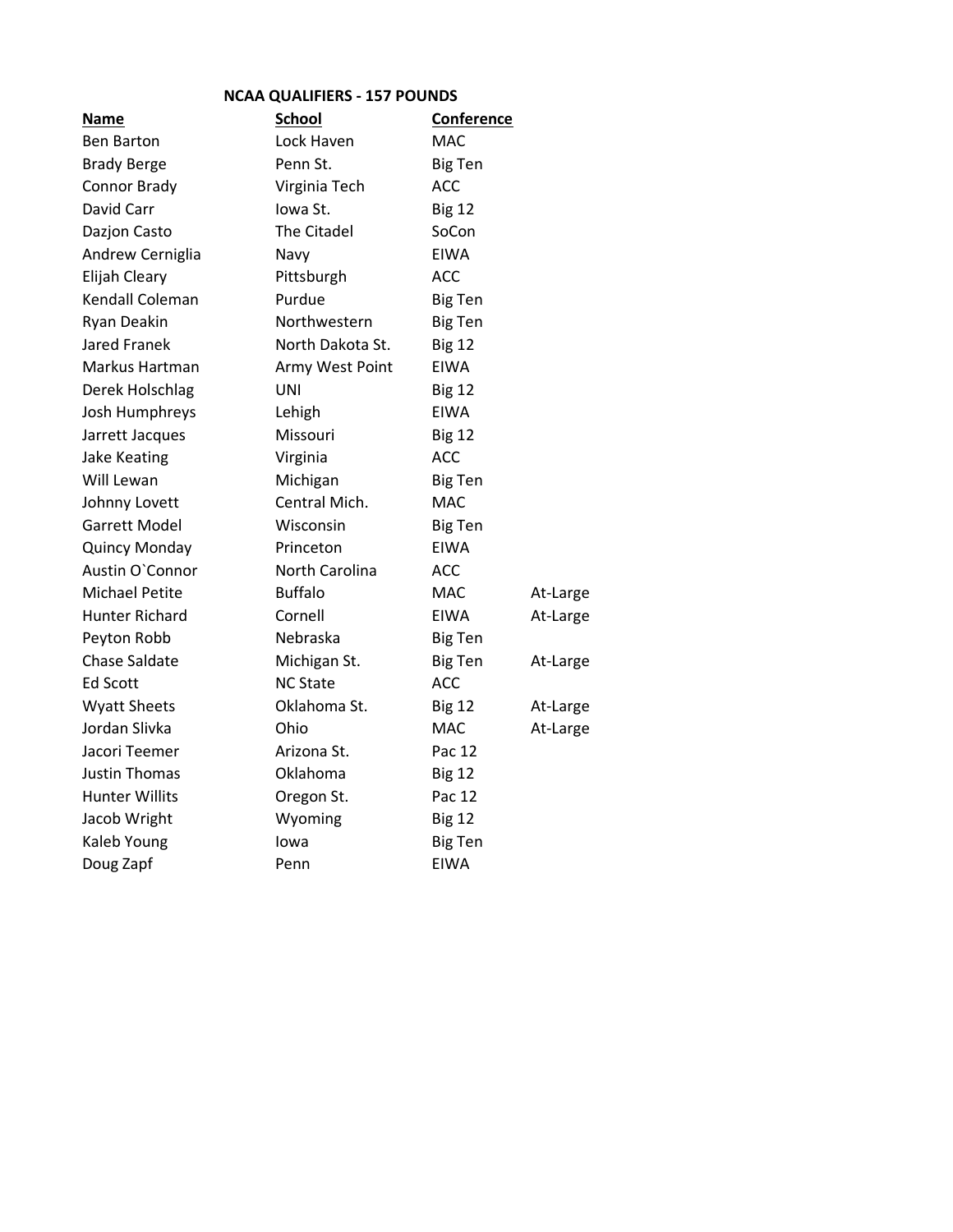## NCAA QUALIFIERS - 157 POUNDS

| Name | School | Conference | |
|---|---|---|---|
| Ben Barton | Lock Haven | MAC | |
| Brady Berge | Penn St. | Big Ten | |
| Connor Brady | Virginia Tech | ACC | |
| David Carr | Iowa St. | Big 12 | |
| Dazjon Casto | The Citadel | SoCon | |
| Andrew Cerniglia | Navy | EIWA | |
| Elijah Cleary | Pittsburgh | ACC | |
| Kendall Coleman | Purdue | Big Ten | |
| Ryan Deakin | Northwestern | Big Ten | |
| Jared Franek | North Dakota St. | Big 12 | |
| Markus Hartman | Army West Point | EIWA | |
| Derek Holschlag | UNI | Big 12 | |
| Josh Humphreys | Lehigh | EIWA | |
| Jarrett Jacques | Missouri | Big 12 | |
| Jake Keating | Virginia | ACC | |
| Will Lewan | Michigan | Big Ten | |
| Johnny Lovett | Central Mich. | MAC | |
| Garrett Model | Wisconsin | Big Ten | |
| Quincy Monday | Princeton | EIWA | |
| Austin O`Connor | North Carolina | ACC | |
| Michael Petite | Buffalo | MAC | At-Large |
| Hunter Richard | Cornell | EIWA | At-Large |
| Peyton Robb | Nebraska | Big Ten | |
| Chase Saldate | Michigan St. | Big Ten | At-Large |
| Ed Scott | NC State | ACC | |
| Wyatt Sheets | Oklahoma St. | Big 12 | At-Large |
| Jordan Slivka | Ohio | MAC | At-Large |
| Jacori Teemer | Arizona St. | Pac 12 | |
| Justin Thomas | Oklahoma | Big 12 | |
| Hunter Willits | Oregon St. | Pac 12 | |
| Jacob Wright | Wyoming | Big 12 | |
| Kaleb Young | Iowa | Big Ten | |
| Doug Zapf | Penn | EIWA | |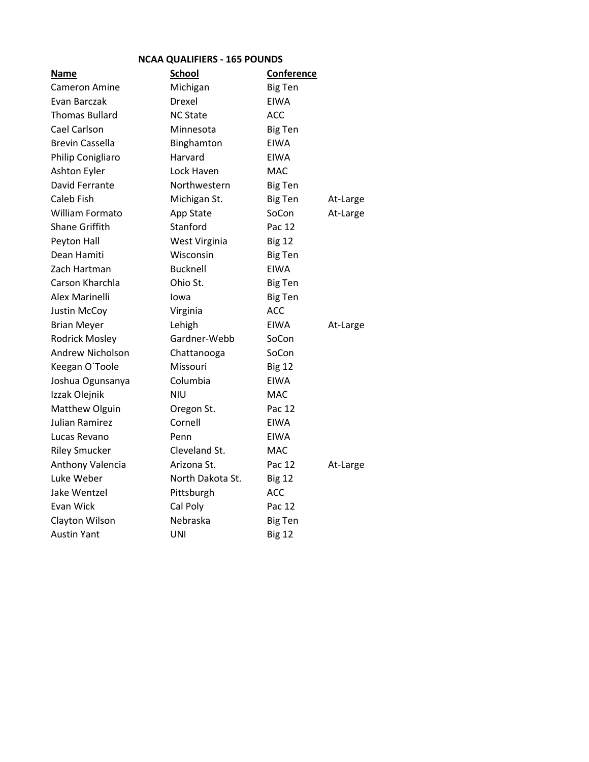## NCAA QUALIFIERS - 165 POUNDS

| Name | School | Conference | |
|---|---|---|---|
| Cameron Amine | Michigan | Big Ten | |
| Evan Barczak | Drexel | EIWA | |
| Thomas Bullard | NC State | ACC | |
| Cael Carlson | Minnesota | Big Ten | |
| Brevin Cassella | Binghamton | EIWA | |
| Philip Conigliaro | Harvard | EIWA | |
| Ashton Eyler | Lock Haven | MAC | |
| David Ferrante | Northwestern | Big Ten | |
| Caleb Fish | Michigan St. | Big Ten | At-Large |
| William Formato | App State | SoCon | At-Large |
| Shane Griffith | Stanford | Pac 12 | |
| Peyton Hall | West Virginia | Big 12 | |
| Dean Hamiti | Wisconsin | Big Ten | |
| Zach Hartman | Bucknell | EIWA | |
| Carson Kharchla | Ohio St. | Big Ten | |
| Alex Marinelli | Iowa | Big Ten | |
| Justin McCoy | Virginia | ACC | |
| Brian Meyer | Lehigh | EIWA | At-Large |
| Rodrick Mosley | Gardner-Webb | SoCon | |
| Andrew Nicholson | Chattanooga | SoCon | |
| Keegan O`Toole | Missouri | Big 12 | |
| Joshua Ogunsanya | Columbia | EIWA | |
| Izzak Olejnik | NIU | MAC | |
| Matthew Olguin | Oregon St. | Pac 12 | |
| Julian Ramirez | Cornell | EIWA | |
| Lucas Revano | Penn | EIWA | |
| Riley Smucker | Cleveland St. | MAC | |
| Anthony Valencia | Arizona St. | Pac 12 | At-Large |
| Luke Weber | North Dakota St. | Big 12 | |
| Jake Wentzel | Pittsburgh | ACC | |
| Evan Wick | Cal Poly | Pac 12 | |
| Clayton Wilson | Nebraska | Big Ten | |
| Austin Yant | UNI | Big 12 | |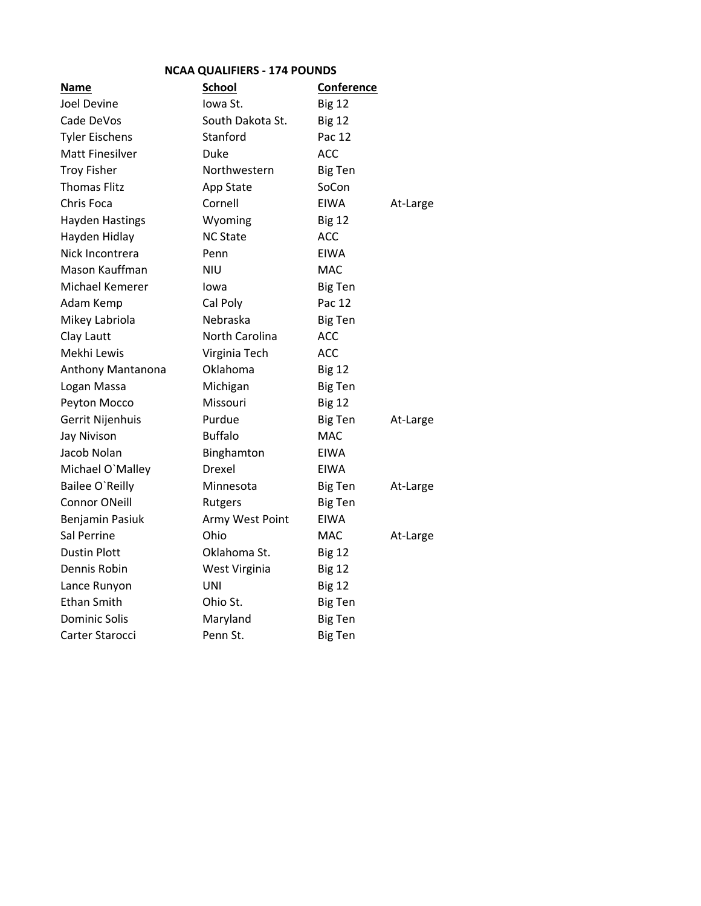## NCAA QUALIFIERS - 174 POUNDS

| Name | School | Conference | |
|---|---|---|---|
| Joel Devine | Iowa St. | Big 12 | |
| Cade DeVos | South Dakota St. | Big 12 | |
| Tyler Eischens | Stanford | Pac 12 | |
| Matt Finesilver | Duke | ACC | |
| Troy Fisher | Northwestern | Big Ten | |
| Thomas Flitz | App State | SoCon | |
| Chris Foca | Cornell | EIWA | At-Large |
| Hayden Hastings | Wyoming | Big 12 | |
| Hayden Hidlay | NC State | ACC | |
| Nick Incontrera | Penn | EIWA | |
| Mason Kauffman | NIU | MAC | |
| Michael Kemerer | Iowa | Big Ten | |
| Adam Kemp | Cal Poly | Pac 12 | |
| Mikey Labriola | Nebraska | Big Ten | |
| Clay Lautt | North Carolina | ACC | |
| Mekhi Lewis | Virginia Tech | ACC | |
| Anthony Mantanona | Oklahoma | Big 12 | |
| Logan Massa | Michigan | Big Ten | |
| Peyton Mocco | Missouri | Big 12 | |
| Gerrit Nijenhuis | Purdue | Big Ten | At-Large |
| Jay Nivison | Buffalo | MAC | |
| Jacob Nolan | Binghamton | EIWA | |
| Michael O`Malley | Drexel | EIWA | |
| Bailee O`Reilly | Minnesota | Big Ten | At-Large |
| Connor ONeill | Rutgers | Big Ten | |
| Benjamin Pasiuk | Army West Point | EIWA | |
| Sal Perrine | Ohio | MAC | At-Large |
| Dustin Plott | Oklahoma St. | Big 12 | |
| Dennis Robin | West Virginia | Big 12 | |
| Lance Runyon | UNI | Big 12 | |
| Ethan Smith | Ohio St. | Big Ten | |
| Dominic Solis | Maryland | Big Ten | |
| Carter Starocci | Penn St. | Big Ten | |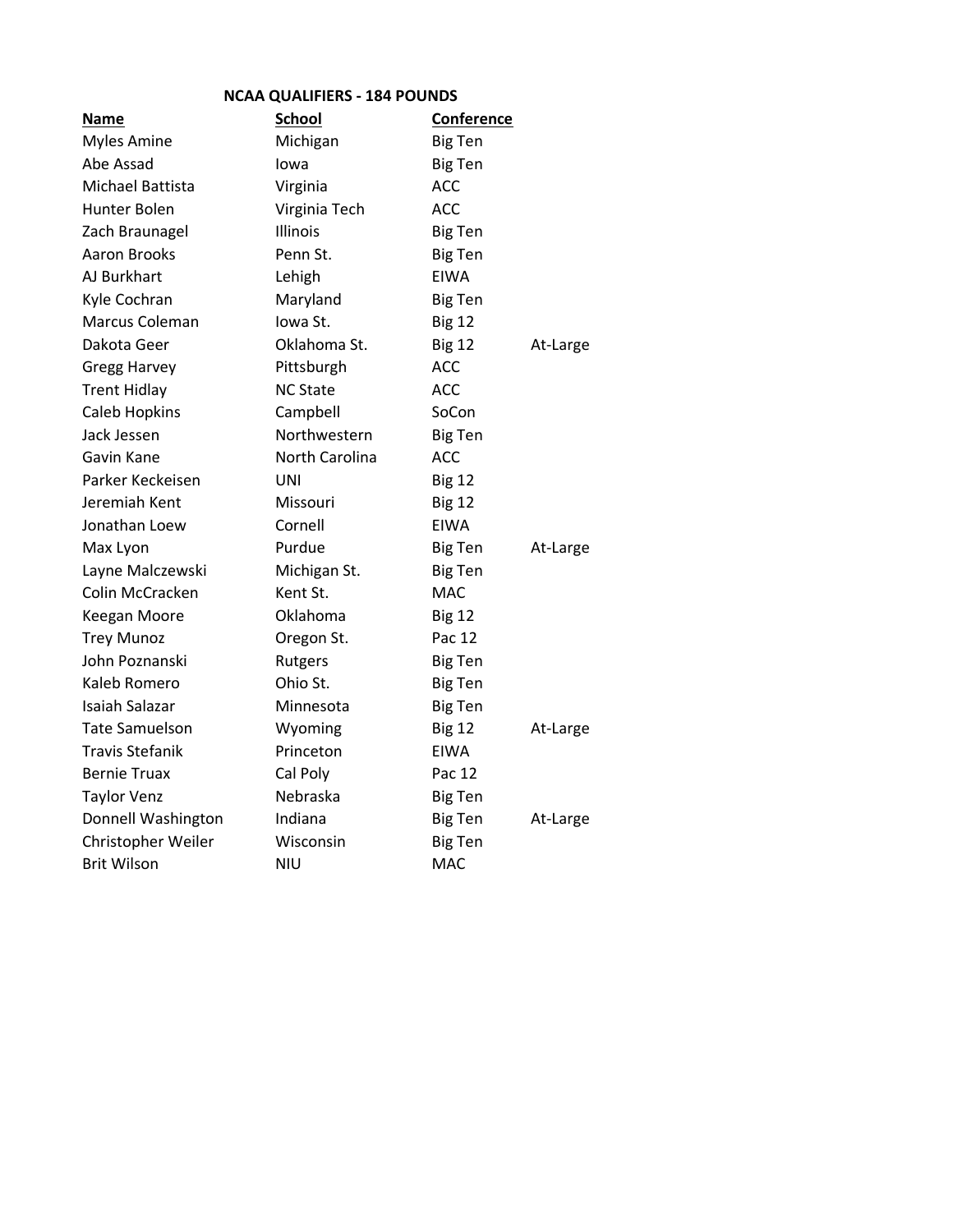## NCAA QUALIFIERS - 184 POUNDS

| Name | School | Conference | |
|---|---|---|---|
| Myles Amine | Michigan | Big Ten | |
| Abe Assad | Iowa | Big Ten | |
| Michael Battista | Virginia | ACC | |
| Hunter Bolen | Virginia Tech | ACC | |
| Zach Braunagel | Illinois | Big Ten | |
| Aaron Brooks | Penn St. | Big Ten | |
| AJ Burkhart | Lehigh | EIWA | |
| Kyle Cochran | Maryland | Big Ten | |
| Marcus Coleman | Iowa St. | Big 12 | |
| Dakota Geer | Oklahoma St. | Big 12 | At-Large |
| Gregg Harvey | Pittsburgh | ACC | |
| Trent Hidlay | NC State | ACC | |
| Caleb Hopkins | Campbell | SoCon | |
| Jack Jessen | Northwestern | Big Ten | |
| Gavin Kane | North Carolina | ACC | |
| Parker Keckeisen | UNI | Big 12 | |
| Jeremiah Kent | Missouri | Big 12 | |
| Jonathan Loew | Cornell | EIWA | |
| Max Lyon | Purdue | Big Ten | At-Large |
| Layne Malczewski | Michigan St. | Big Ten | |
| Colin McCracken | Kent St. | MAC | |
| Keegan Moore | Oklahoma | Big 12 | |
| Trey Munoz | Oregon St. | Pac 12 | |
| John Poznanski | Rutgers | Big Ten | |
| Kaleb Romero | Ohio St. | Big Ten | |
| Isaiah Salazar | Minnesota | Big Ten | |
| Tate Samuelson | Wyoming | Big 12 | At-Large |
| Travis Stefanik | Princeton | EIWA | |
| Bernie Truax | Cal Poly | Pac 12 | |
| Taylor Venz | Nebraska | Big Ten | |
| Donnell Washington | Indiana | Big Ten | At-Large |
| Christopher Weiler | Wisconsin | Big Ten | |
| Brit Wilson | NIU | MAC | |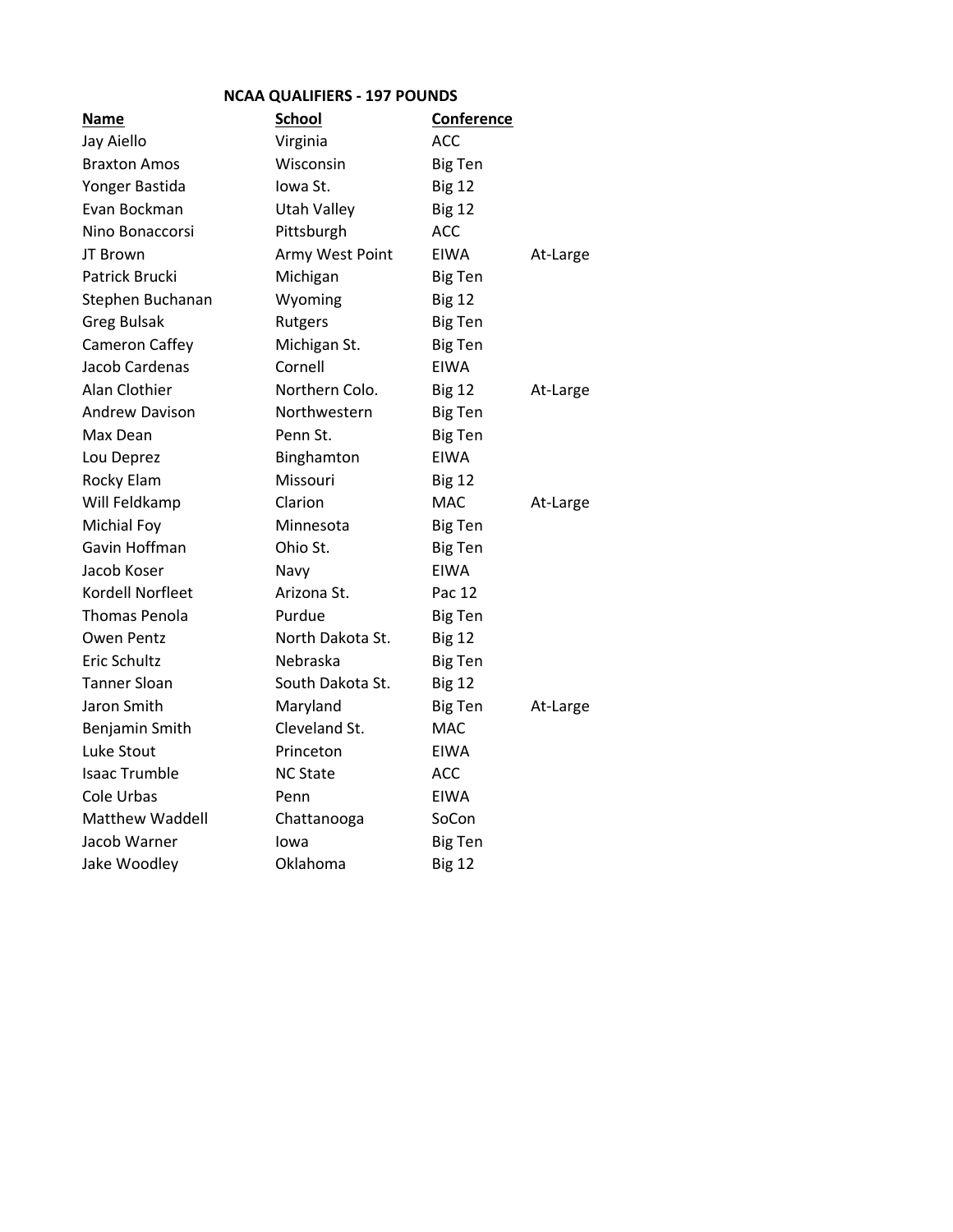**NCAA QUALIFIERS - 197 POUNDS**

| Name | School | Conference | |
|---|---|---|---|
| Jay Aiello | Virginia | ACC | |
| Braxton Amos | Wisconsin | Big Ten | |
| Yonger Bastida | Iowa St. | Big 12 | |
| Evan Bockman | Utah Valley | Big 12 | |
| Nino Bonaccorsi | Pittsburgh | ACC | |
| JT Brown | Army West Point | EIWA | At-Large |
| Patrick Brucki | Michigan | Big Ten | |
| Stephen Buchanan | Wyoming | Big 12 | |
| Greg Bulsak | Rutgers | Big Ten | |
| Cameron Caffey | Michigan St. | Big Ten | |
| Jacob Cardenas | Cornell | EIWA | |
| Alan Clothier | Northern Colo. | Big 12 | At-Large |
| Andrew Davison | Northwestern | Big Ten | |
| Max Dean | Penn St. | Big Ten | |
| Lou Deprez | Binghamton | EIWA | |
| Rocky Elam | Missouri | Big 12 | |
| Will Feldkamp | Clarion | MAC | At-Large |
| Michial Foy | Minnesota | Big Ten | |
| Gavin Hoffman | Ohio St. | Big Ten | |
| Jacob Koser | Navy | EIWA | |
| Kordell Norfleet | Arizona St. | Pac 12 | |
| Thomas Penola | Purdue | Big Ten | |
| Owen Pentz | North Dakota St. | Big 12 | |
| Eric Schultz | Nebraska | Big Ten | |
| Tanner Sloan | South Dakota St. | Big 12 | |
| Jaron Smith | Maryland | Big Ten | At-Large |
| Benjamin Smith | Cleveland St. | MAC | |
| Luke Stout | Princeton | EIWA | |
| Isaac Trumble | NC State | ACC | |
| Cole Urbas | Penn | EIWA | |
| Matthew Waddell | Chattanooga | SoCon | |
| Jacob Warner | Iowa | Big Ten | |
| Jake Woodley | Oklahoma | Big 12 | |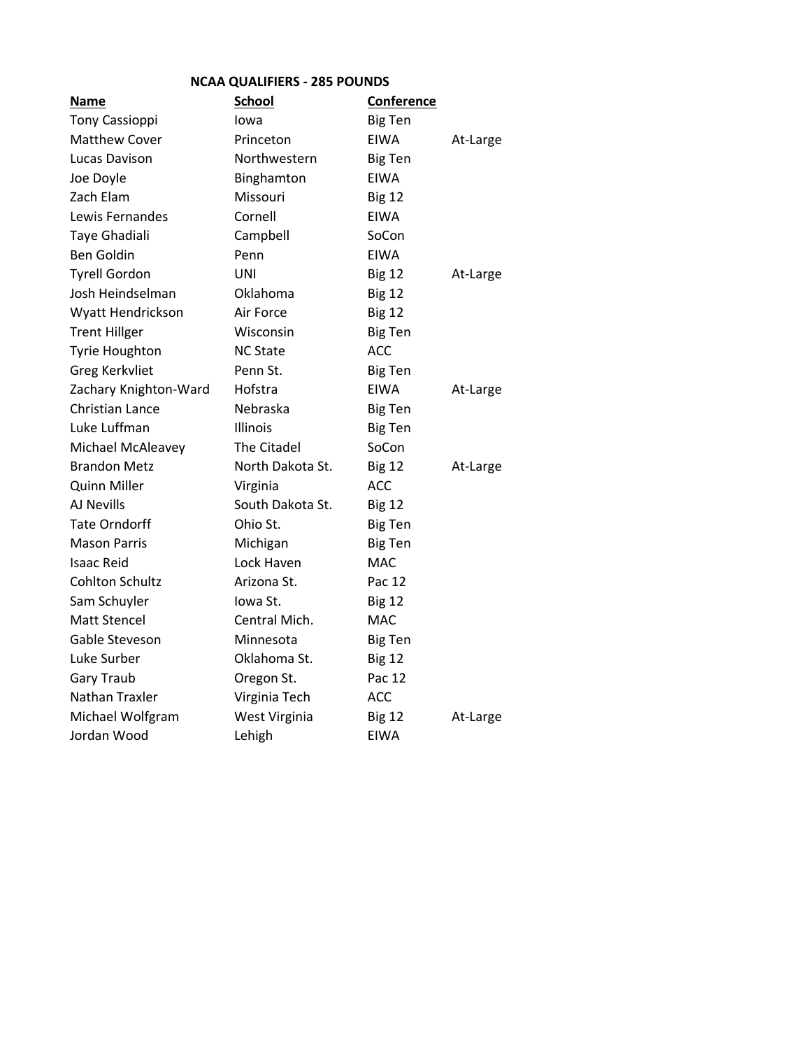## NCAA QUALIFIERS - 285 POUNDS

| Name | School | Conference | |
|---|---|---|---|
| Tony Cassioppi | Iowa | Big Ten | |
| Matthew Cover | Princeton | EIWA | At-Large |
| Lucas Davison | Northwestern | Big Ten | |
| Joe Doyle | Binghamton | EIWA | |
| Zach Elam | Missouri | Big 12 | |
| Lewis Fernandes | Cornell | EIWA | |
| Taye Ghadiali | Campbell | SoCon | |
| Ben Goldin | Penn | EIWA | |
| Tyrell Gordon | UNI | Big 12 | At-Large |
| Josh Heindselman | Oklahoma | Big 12 | |
| Wyatt Hendrickson | Air Force | Big 12 | |
| Trent Hillger | Wisconsin | Big Ten | |
| Tyrie Houghton | NC State | ACC | |
| Greg Kerkvliet | Penn St. | Big Ten | |
| Zachary Knighton-Ward | Hofstra | EIWA | At-Large |
| Christian Lance | Nebraska | Big Ten | |
| Luke Luffman | Illinois | Big Ten | |
| Michael McAleavey | The Citadel | SoCon | |
| Brandon Metz | North Dakota St. | Big 12 | At-Large |
| Quinn Miller | Virginia | ACC | |
| AJ Nevills | South Dakota St. | Big 12 | |
| Tate Orndorff | Ohio St. | Big Ten | |
| Mason Parris | Michigan | Big Ten | |
| Isaac Reid | Lock Haven | MAC | |
| Cohlton Schultz | Arizona St. | Pac 12 | |
| Sam Schuyler | Iowa St. | Big 12 | |
| Matt Stencel | Central Mich. | MAC | |
| Gable Steveson | Minnesota | Big Ten | |
| Luke Surber | Oklahoma St. | Big 12 | |
| Gary Traub | Oregon St. | Pac 12 | |
| Nathan Traxler | Virginia Tech | ACC | |
| Michael Wolfgram | West Virginia | Big 12 | At-Large |
| Jordan Wood | Lehigh | EIWA | |